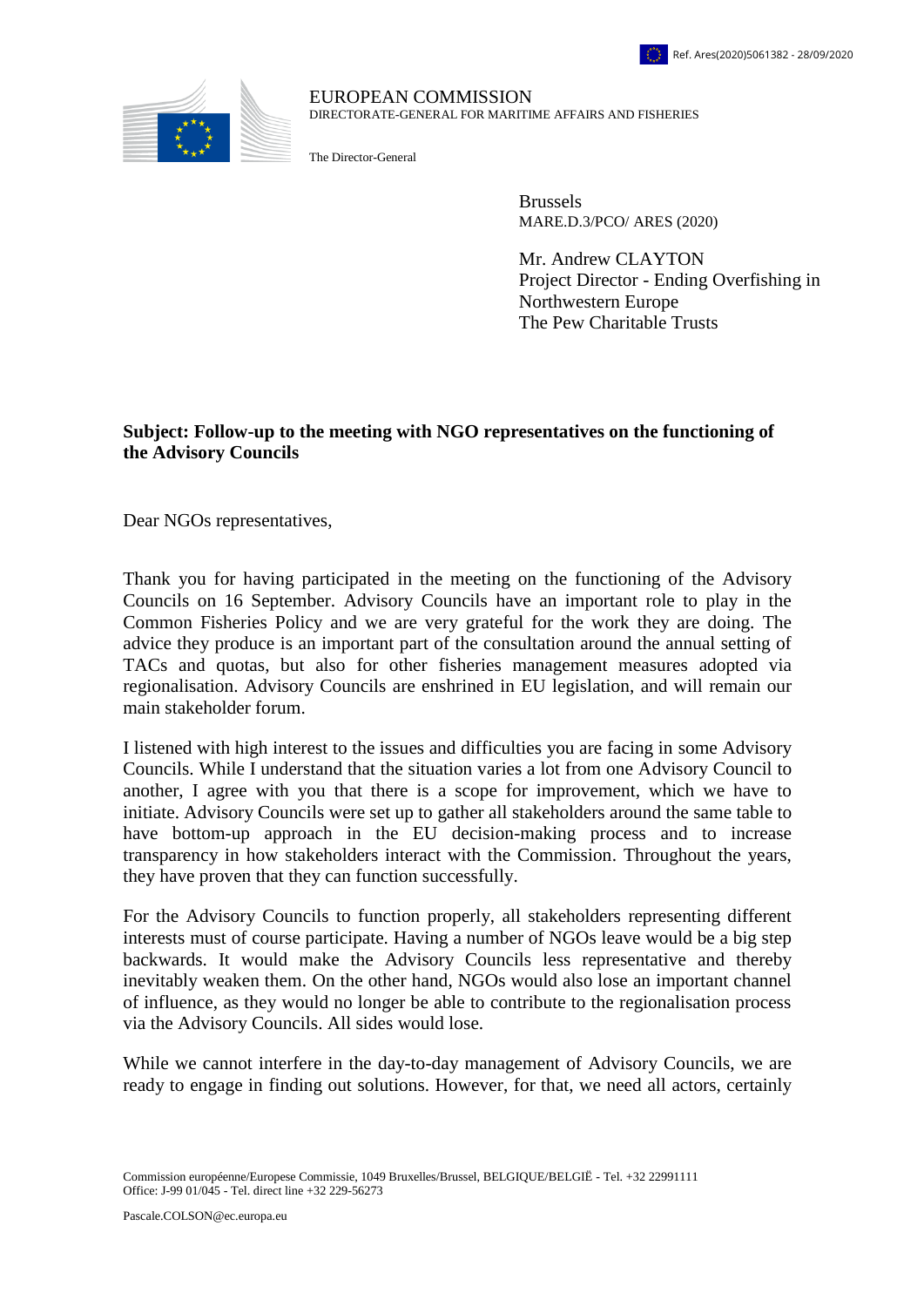Ref. Ares(2020)5061382 - 28/09/2020

EUROPEAN COMMISSION
DIRECTORATE-GENERAL FOR MARITIME AFFAIRS AND FISHERIES

The Director-General

Brussels
MARE.D.3/PCO/ ARES (2020)

Mr. Andrew CLAYTON
Project Director - Ending Overfishing in Northwestern Europe
The Pew Charitable Trusts

**Subject: Follow-up to the meeting with NGO representatives on the functioning of the Advisory Councils**

Dear NGOs representatives,

Thank you for having participated in the meeting on the functioning of the Advisory Councils on 16 September. Advisory Councils have an important role to play in the Common Fisheries Policy and we are very grateful for the work they are doing. The advice they produce is an important part of the consultation around the annual setting of TACs and quotas, but also for other fisheries management measures adopted via regionalisation. Advisory Councils are enshrined in EU legislation, and will remain our main stakeholder forum.

I listened with high interest to the issues and difficulties you are facing in some Advisory Councils. While I understand that the situation varies a lot from one Advisory Council to another, I agree with you that there is a scope for improvement, which we have to initiate. Advisory Councils were set up to gather all stakeholders around the same table to have bottom-up approach in the EU decision-making process and to increase transparency in how stakeholders interact with the Commission. Throughout the years, they have proven that they can function successfully.

For the Advisory Councils to function properly, all stakeholders representing different interests must of course participate. Having a number of NGOs leave would be a big step backwards. It would make the Advisory Councils less representative and thereby inevitably weaken them. On the other hand, NGOs would also lose an important channel of influence, as they would no longer be able to contribute to the regionalisation process via the Advisory Councils. All sides would lose.

While we cannot interfere in the day-to-day management of Advisory Councils, we are ready to engage in finding out solutions. However, for that, we need all actors, certainly

Commission européenne/Europese Commissie, 1049 Bruxelles/Brussel, BELGIQUE/BELGIË - Tel. +32 22991111
Office: J-99 01/045 - Tel. direct line +32 229-56273

Pascale.COLSON@ec.europa.eu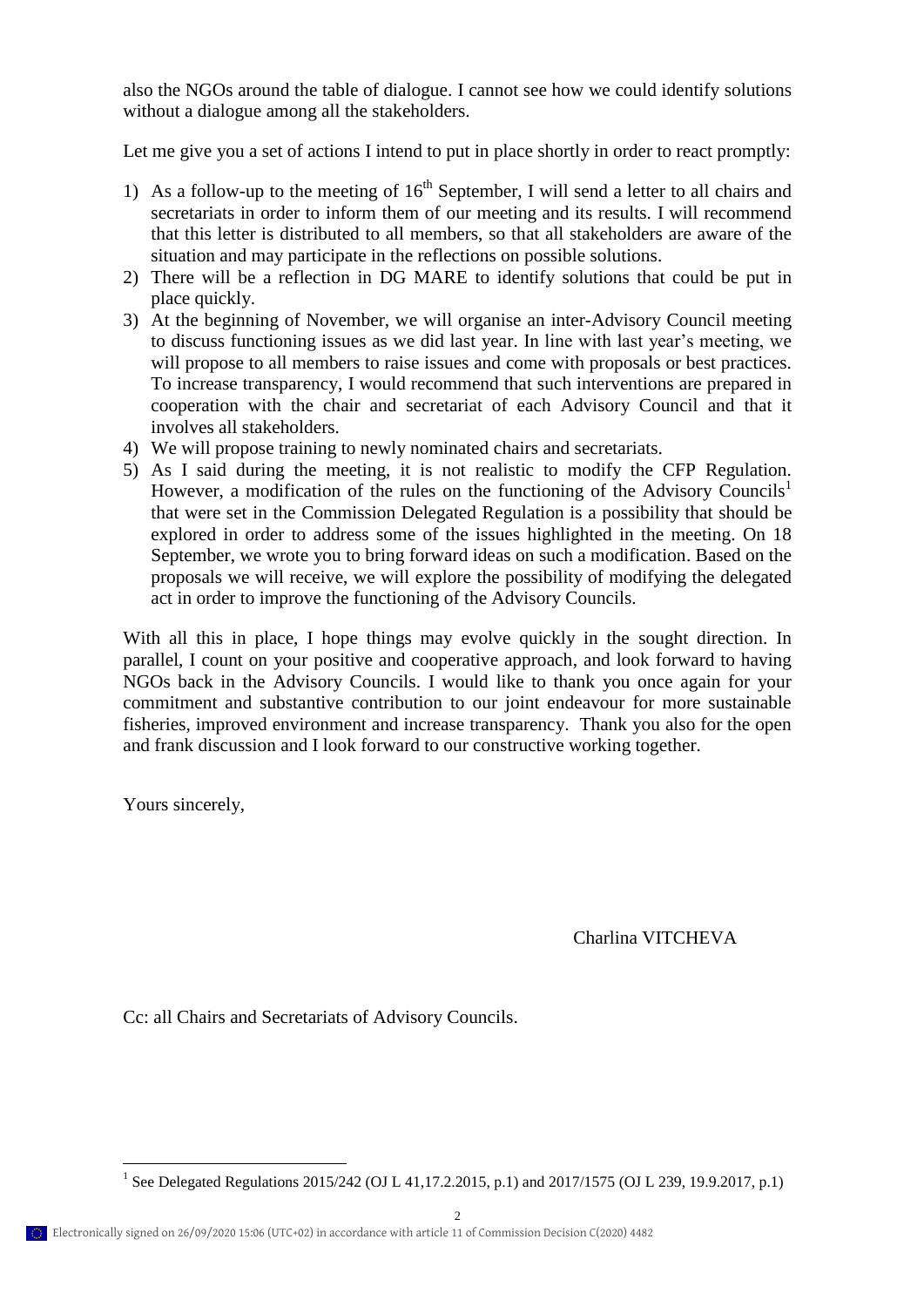also the NGOs around the table of dialogue. I cannot see how we could identify solutions without a dialogue among all the stakeholders.

Let me give you a set of actions I intend to put in place shortly in order to react promptly:

1) As a follow-up to the meeting of 16th September, I will send a letter to all chairs and secretariats in order to inform them of our meeting and its results. I will recommend that this letter is distributed to all members, so that all stakeholders are aware of the situation and may participate in the reflections on possible solutions.
2) There will be a reflection in DG MARE to identify solutions that could be put in place quickly.
3) At the beginning of November, we will organise an inter-Advisory Council meeting to discuss functioning issues as we did last year. In line with last year's meeting, we will propose to all members to raise issues and come with proposals or best practices. To increase transparency, I would recommend that such interventions are prepared in cooperation with the chair and secretariat of each Advisory Council and that it involves all stakeholders.
4) We will propose training to newly nominated chairs and secretariats.
5) As I said during the meeting, it is not realistic to modify the CFP Regulation. However, a modification of the rules on the functioning of the Advisory Councils[1] that were set in the Commission Delegated Regulation is a possibility that should be explored in order to address some of the issues highlighted in the meeting. On 18 September, we wrote you to bring forward ideas on such a modification. Based on the proposals we will receive, we will explore the possibility of modifying the delegated act in order to improve the functioning of the Advisory Councils.

With all this in place, I hope things may evolve quickly in the sought direction. In parallel, I count on your positive and cooperative approach, and look forward to having NGOs back in the Advisory Councils. I would like to thank you once again for your commitment and substantive contribution to our joint endeavour for more sustainable fisheries, improved environment and increase transparency. Thank you also for the open and frank discussion and I look forward to our constructive working together.

Yours sincerely,

Charlina VITCHEVA

Cc: all Chairs and Secretariats of Advisory Councils.

[1] See Delegated Regulations 2015/242 (OJ L 41,17.2.2015, p.1) and 2017/1575 (OJ L 239, 19.9.2017, p.1)

Electronically signed on 26/09/2020 15:06 (UTC+02) in accordance with article 11 of Commission Decision C(2020) 4482